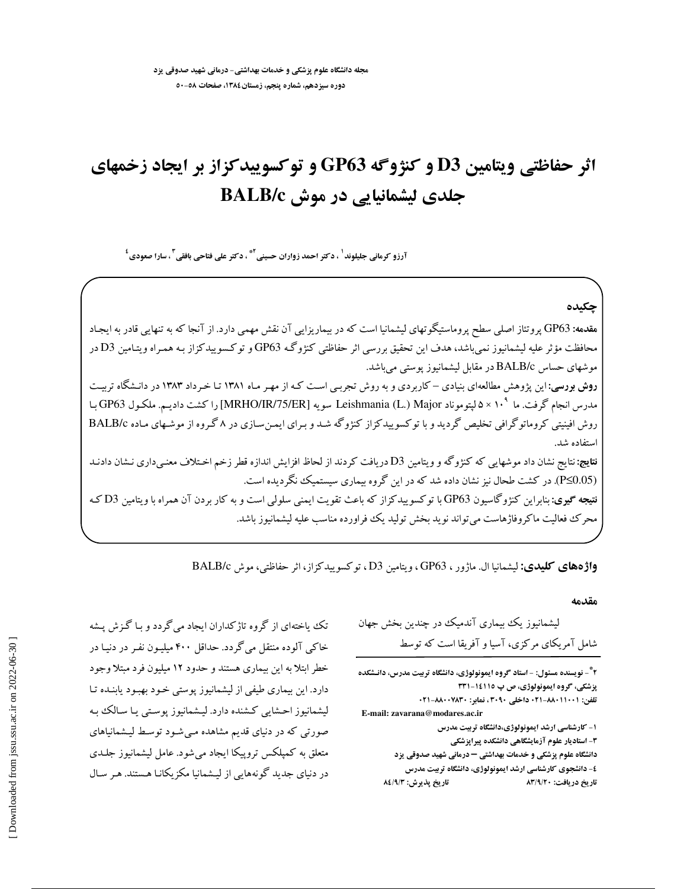# اثر حفاظتی ویتامین D3 و کنژوگه GP63 و توکسوییدکزاز بر ایجاد زخمهای جلدی لیشمانیایی در موش BALB/c

آرزو کرمانی جلیلوند[1] ، دکتر احمد زاوران حسینی[2*] ، دکتر علی فتاحی بافقی[3] ، سارا صعودی[4]

## چکیده

**مقدمه:** GP63 پروتئاز اصلی سطح پروماستیگوتهای لیشمانیا است که در بیماریزایی آن نقش مهمی دارد. از آنجا که به تنهایی قادر به ایجاد محافظت مؤثر علیه لیشمانیوز نمی‌باشد، هدف این تحقیق بررسی اثر حفاظتی کنژوگه GP63 و توکسوییدکزاز بـه همـراه ویتـامین D3 در موشهای حساس BALB/c در مقابل لیشمانیوز پوستی می‌باشد.

**روش بررسی:** این پژوهش مطالعه‌ای بنیادی – کاربردی و به روش تجربـی اسـت کـه از مهـر مـاه ۱۳۸۱ تـا خـرداد ۱۳۸۳ در دانـشگاه تربیـت مدرس انجام گرفت. ما $5 \times 10^{9}$ لپتوموناد Leishmania (L.) Major سویه [MRHO/IR/75/ER] را کشت دادیـم. ملکـول GP63 بـا روش افینیتی کروماتوگرافی تخلیص گردید و با توکسوییدکزاز کنژوگه شـد و بـرای ایمـن‌سـازی در ۸ گـروه از موشـهای مـاده BALB/c استفاده شد.

**نتایج:** نتایج نشان داد موشهایی که کنژوگه و ویتامین D3 دریافت کردند از لحاظ افزایش اندازه قطر زخم اخـتلاف معنـی‌داری نـشان دادنـد ($P \leq 0.05$). در کشت طحال نیز نشان داده شد که در این گروه بیماری سیستمیک نگردیده است.

**نتیجه گیری:** بنابراین کنژوگاسیون GP63 با توکسوییدکزاز که باعث تقویت ایمنی سلولی است و به کار بردن آن همراه با ویتامین D3 کـه محرک فعالیت ماکروفاژهاست می‌تواند نوید بخش تولید یک فراورده مناسب علیه لیشمانیوز باشد.

**واژه‌های کلیدی:** لیشمانیا ال. ماژور ، GP63 ، ویتامین D3 ، توکسوییدکزاز، اثر حفاظتی، موش BALB/c

## مقدمه

لیشمانیوز یک بیماری آندمیک در چندین بخش جهان شامل آمریکای مرکزی، آسیا و آفریقا است که توسط تک یاخته‌ای از گروه تاژکداران ایجاد می‌گردد و بـا گـزش پـشه خاکی آلوده منتقل می‌گردد. حداقل ۴۰۰ میلیـون نفـر در دنیـا در خطر ابتلا به این بیماری هستند و حدود ۱۲ میلیون فرد مبتلا وجود دارد. این بیماری طیفی از لیشمانیوز پوستی خـود بهبـود یابنـده تـا لیشمانیوز احـشایی کـشنده دارد. لیـشمانیوز پوسـتی یـا سـالک بـه صورتی که در دنیای قدیم مشاهده مـی‌شـود توسـط لیـشمانیاهای متعلق به کمپلکس تروپیکا ایجاد می‌شود. عامل لیشمانیوز جلـدی در دنیای جدید گونه‌هایی از لیـشمانیا مکزیکانـا هـستند. هـر سـال

---

[2*] - نویسنده مسئول: - استاد گروه ایمونولوژی، دانشگاه تربیت مدرس، دانـشکده پزشکی، گروه ایمونولوژی، ص پ ۱۴۱۱۵-۳۳۱
تلفن: ۸۸۰۱۱۰۰۱-۰۲۱ داخلی ۳۰۹۰ ، نمابر: ۸۸۰۰۷۸۳۰-۰۲۱
E-mail: zavarana@modares.ac.ir

[1] - کارشناسی ارشد ایمونولوژی،دانشگاه تربیت مدرس
[3] - استادیار علوم آزمایشگاهی دانشکده پیراپزشکی
دانشگاه علوم پزشکی و خدمات بهداشتی – درمانی شهید صدوقی یزد
[4] - دانشجوی کارشناسی ارشد ایمونولوژی، دانشگاه تربیت مدرس

تاریخ دریافت: ۸۳/۹/۲۰ تاریخ پذیرش: ۸٤/۹/۳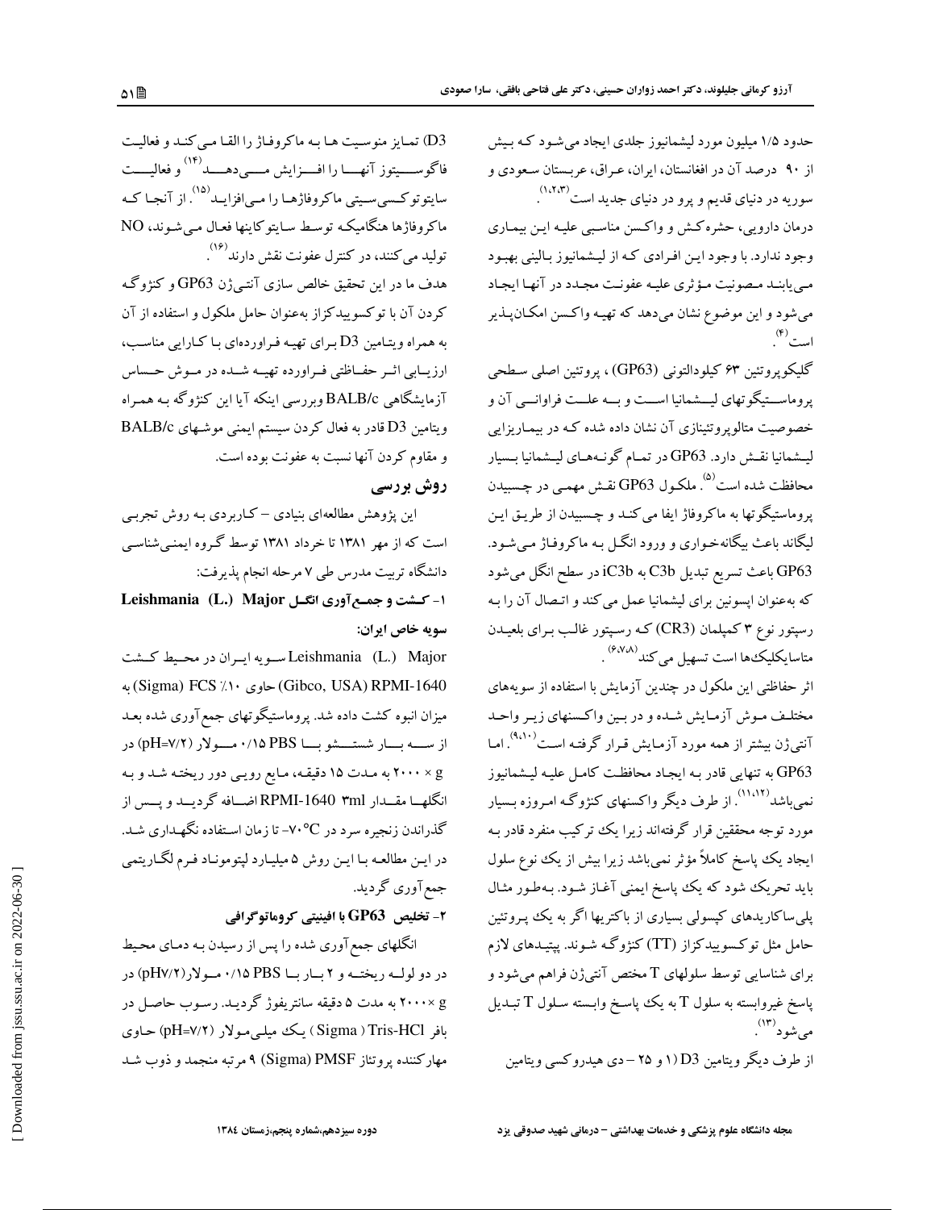حدود ۱/۵ میلیون مورد لیشمانیوز جلدی ایجاد می‌شود که بیش از ۹۰ درصد آن در افغانستان، ایران، عراق، عربستان سعودی و سوریه در دنیای قدیم و پرو در دنیای جدید است[۱،۲،۳]. درمان دارویی، حشره‌کش و واکسن مناسبی علیه این بیماری وجود ندارد. با وجود این افرادی که از لیشمانیوز بالینی بهبود می‌یابند مصونیت مؤثری علیه عفونت مجدد در آنها ایجاد می‌شود و این موضوع نشان می‌دهد که تهیه واکسن امکان‌پذیر است[۴].

گلیکوپروتئین ۶۳ کیلودالتونی (GP63)، پروتئین اصلی سطحی پروماستیگوتهای لیشمانیا است و به علت فراوانی آن و خصوصیت متالوپروتئینازی آن نشان داده شده که در بیماریزایی لیشمانیا نقش دارد. GP63 در تمام گونه‌های لیشمانیا بسیار محافظت شده است[۵]. ملکول GP63 نقش مهمی در چسبیدن پروماستیگوتها به ماکروفاژ ایفا می‌کند و چسبیدن از طریق این لیگاند باعث بیگانه‌خواری و ورود انگل به ماکروفاژ می‌شود. GP63 باعث تسریع تبدیل C3b به iC3b در سطح انگل می‌شود که به‌عنوان اپسونین برای لیشمانیا عمل می‌کند و اتصال آن را به رسپتور نوع ۳ کمپلمان (CR3) که رسپتور غالب برای بلعیدن متاسایکلیک‌ها است تسهیل می‌کند[۶،۷،۸].

اثر حفاظتی این ملکول در چندین آزمایش با استفاده از سویه‌های مختلف موش آزمایش شده و در بین واکسنهای زیر واحد آنتی‌ژن بیشتر از همه مورد آزمایش قرار گرفته است[۹،۱۰]. اما GP63 به تنهایی قادر به ایجاد محافظت کامل علیه لیشمانیوز نمی‌باشد[۱۱،۱۲]. از طرف دیگر واکسنهای کنژوگه امروزه بسیار مورد توجه محققین قرار گرفته‌اند زیرا یک ترکیب منفرد قادر به ایجاد یک پاسخ کاملاً مؤثر نمی‌باشد زیرا بیش از یک نوع سلول باید تحریک شود که یک پاسخ ایمنی آغاز شود. به‌طور مثال پلی‌ساکاریدهای کپسولی بسیاری از باکتریها اگر به یک پروتئین حامل مثل توکسوییدکزاز (TT) کنژوگه شوند. پپتیدهای لازم برای شناسایی توسط سلولهای T مختص آنتی‌ژن فراهم می‌شود و پاسخ غیروابسته به سلول T به یک پاسخ وابسته سلول T تبدیل می‌شود[۱۳].

از طرف دیگر ویتامین D3 (۱ و ۲۵ – دی هیدروکسی ویتامین D3) تمایز منوسیت ها به ماکروفاژ را القا می‌کند و فعالیت فاگوسیتوز آنها را افزایش می‌دهد[۱۴] و فعالیت سایتوتوکسی‌سیتی ماکروفاژها را می‌افزاید[۱۵]. از آنجا که ماکروفاژها هنگامیکه توسط سایتوکاینها فعال می‌شوند، NO تولید می‌کنند، در کنترل عفونت نقش دارند[۱۶].

هدف ما در این تحقیق خالص سازی آنتی‌ژن GP63 و کنژوگه کردن آن با توکسوییدکزاز به‌عنوان حامل ملکول و استفاده از آن به همراه ویتامین D3 برای تهیه فراورده‌ای با کارایی مناسب، ارزیابی اثر حفاظتی فراورده تهیه شده در موش حساس آزمایشگاهی BALB/c وبررسی اینکه آیا این کنژوگه به همراه ویتامین D3 قادر به فعال کردن سیستم ایمنی موشهای BALB/c و مقاوم کردن آنها نسبت به عفونت بوده است.

## روش بررسی

این پژوهش مطالعه‌ای بنیادی – کاربردی به روش تجربی است که از مهر ۱۳۸۱ تا خرداد ۱۳۸۱ توسط گروه ایمنی‌شناسی دانشگاه تربیت مدرس طی ۷ مرحله انجام پذیرفت:

### ۱- کشت و جمع‌آوری انگل Leishmania (L.) Major سویه خاص ایران:

Leishmania (L.) Major سویه ایران در محیط کشت RPMI-1640 (Gibco, USA) حاوی ۱۰٪ FCS (Sigma) به میزان انبوه کشت داده شد. پروماستیگوتهای جمع‌آوری شده بعد از سه بار شستشو با PBS ۰/۱۵ مولار (pH=۷/۲) در ۲۰۰۰ × g به مدت ۱۵ دقیقه، مایع رویی دور ریخته شد و به انگلها مقدار ۳ml RPMI-1640 اضافه گردید و پس از گذراندن زنجیره سرد در ۷۰°C- تا زمان استفاده نگهداری شد. در این مطالعه با این روش ۵ میلیارد لپتوموناد فرم لگاریتمی جمع‌آوری گردید.

### ۲- تخلیص GP63 با افینیتی کروماتوگرافی

انگلهای جمع‌آوری شده را پس از رسیدن به دمای محیط در دو لوله ریخته و ۲ بار با PBS ۰/۱۵ مولار(pH۷/۲) در ۲۰۰۰ × g به مدت ۵ دقیقه سانتریفوژ گردید. رسوب حاصل در بافر Tris-HCl ( Sigma ) یک میلی‌مولار (pH=۷/۲) حاوی مهارکننده پروتئاز PMSF (Sigma) ۹ مرتبه منجمد و ذوب شد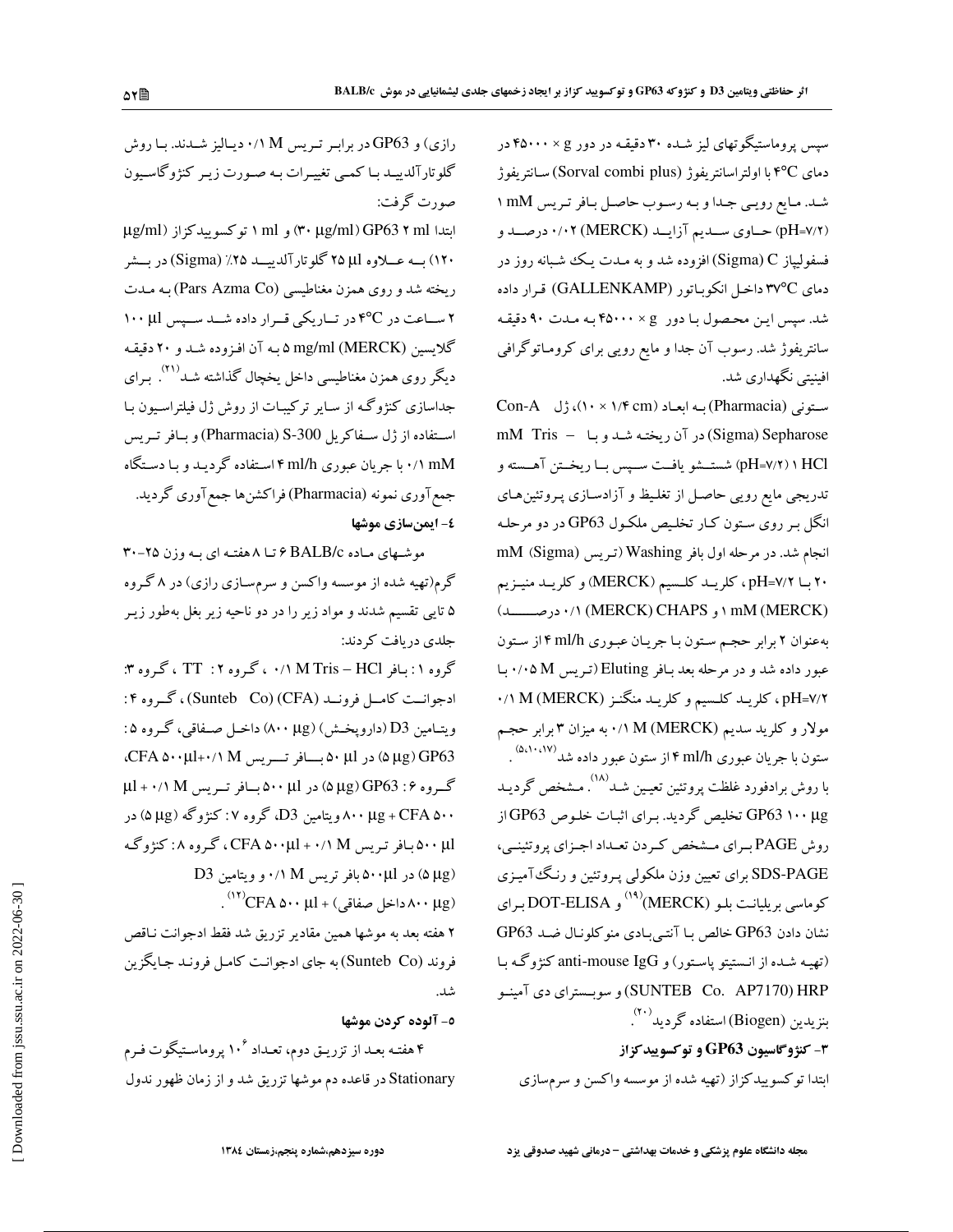سپس پروماستیگوتهای لیز شده ۳۰ دقیقه در دور ۴۵۰۰۰ × g در دمای ۴°C با اولتراسانتریفوژ (Sorval combi plus) سانتریفوژ شد. مایع رویی جدا و به رسوب حاصل بافر تریس ۱ mM (pH=۷/۲) حاوی سدیم آزاید (MERCK) ۰/۰۲ درصد و فسفولیپاز C (Sigma) افزوده شد و به مدت یک شبانه روز در دمای ۳۷°C داخل انکوباتور (GALLENKAMP) قرار داده شد. سپس این محصول با دور g × ۴۵۰۰۰ به مدت ۹۰ دقیقه سانتریفوژ شد. رسوب آن جدا و مایع رویی برای کروماتوگرافی افینیتی نگهداری شد.

ستونی (Pharmacia) به ابعاد (۱/۴ cm × ۱۰)، ژل Con-A Sepharose (Sigma) در آن ریخته شد و با mM Tris – HCl ۱ (pH=۷/۲) شستشو یافت سپس با ریختن آهسته و تدریجی مایع رویی حاصل از تغلیظ و آزادسازی پروتئین‌های انگل بر روی ستون کار تخلیص ملکول GP63 در دو مرحله انجام شد. در مرحله اول بافر Washing (تریس mM (Sigma) ۲۰ با pH=۷/۲، کلرید کلسیم (MERCK) و کلرید منیزیم (MERCK) ۱ mM و CHAPS (MERCK) ۰/۱ درصد) به‌عنوان ۲ برابر حجم ستون با جریان عبوری ۴ ml/h از ستون عبور داده شد و در مرحله بعد بافر Eluting (تریس ۰/۰۵ M با pH=۷/۲، کلرید کلسیم و کلرید منگنز (MERCK) ۰/۱ M مولار و کلرید سدیم (MERCK) ۰/۱ M به میزان ۳ برابر حجم ستون با جریان عبوری ۴ ml/h از ستون عبور داده شد[5،10،17]. با روش برادفورد غلظت پروتئین تعیین شد[18]. مشخص گردید ۱۰۰ µg GP63 تخلیص گردید. برای اثبات خلوص GP63 از روش PAGE برای مشخص کردن تعداد اجزای پروتئینی، SDS-PAGE برای تعیین وزن ملکولی پروتئین و رنگ‌آمیزی کوماسی بریلیانت بلو (MERCK)[19] و DOT-ELISA برای نشان دادن GP63 خالص با آنتی‌بادی منوکلونال ضد GP63 (تهیه شده از انستیتو پاستور) و anti-mouse IgG کنژوگه با HRP (SUNTEB Co. AP7170) و سوبسترای دی آمینو بنزیدین (Biogen) استفاده گردید[20].

## ۳- کنژوگاسیون GP63 و توکسوئید کزاز

ابتدا توکسوئیدکزاز (تهیه شده از موسسه واکسن و سرم‌سازی رازی) و GP63 در برابر تریس ۰/۱ M دیالیز شدند. با روش گلوتارآلدیید با کمی تغییرات به صورت زیر کنژوگاسیون صورت گرفت:

ابتدا ۲ ml GP63 (۳۰ µg/ml) و ۱ ml توکسوئیدکزاز (µg/ml ۱۲۰) به علاوه ۲۵ µl گلوتارآلدیید ۲۵٪ (Sigma) در بشر ریخته شد و روی همزن مغناطیسی (Pars Azma Co) به مدت ۲ ساعت در ۴°C در تاریکی قرار داده شد سپس ۱۰۰ µl گلایسین (MERCK) ۵ mg/ml به آن افزوده شد و ۲۰ دقیقه دیگر روی همزن مغناطیسی داخل یخچال گذاشته شد[21]. برای جداسازی کنژوگه از سایر ترکیبات از روش ژل فیلتراسیون با استفاده از ژل سفاکریل S-300 (Pharmacia) و بافر تریس ۰/۱ mM با جریان عبوری ۴ ml/h استفاده گردید و با دستگاه جمع‌آوری نمونه (Pharmacia) فراکشن‌ها جمع‌آوری گردید.

## ٤- ایمن‌سازی موشها

موشهای ماده BALB/c ۶ تا ۸ هفته ای به وزن ۲۵-۳۰ گرم(تهیه شده از موسسه واکسن و سرم‌سازی رازی) در ۸ گروه ۵ تایی تقسیم شدند و مواد زیر را در دو ناحیه زیر بغل به‌طور زیر جلدی دریافت کردند:

گروه ۱: بافر ۰/۱ M Tris – HCl ، گروه ۲: TT ، گروه ۳: ادجوانت کامل فروند (CFA) (Sunteb Co)، گروه ۴: ویتامین D3 (داروپخش) (۸۰۰ µg) داخل صفاقی، گروه ۵: GP63 (۵ µg) در ۵۰ µl بافر تریس ۰/۱ M+۵۰۰µl CFA، گروه ۶: GP63 (۵ µg) در ۵۰۰ µl بافر تریس ۰/۱ M + ۵۰۰ µl CFA + ۸۰۰ µg ویتامین D3، گروه ۷: کنژوگه (۵ µg) در ۵۰۰ µl بافر تریس ۰/۱ M + ۵۰۰µl CFA، گروه ۸: کنژوگه (۵ µg) در ۵۰۰µl بافر تریس ۰/۱ M و ویتامین D3 (۸۰۰ µg داخل صفاقی) + ۵۰۰ µl CFA[12].

۲ هفته بعد به موشها همین مقادیر تزریق شد فقط ادجوانت ناقص فروند (Sunteb Co) به جای ادجوانت کامل فروند جایگزین شد.

## ٥- آلوده کردن موشها

۴ هفته بعد از تزریق دوم، تعداد $10^6$ پروماستیگوت فرم Stationary در قاعده دم موشها تزریق شد و از زمان ظهور ندول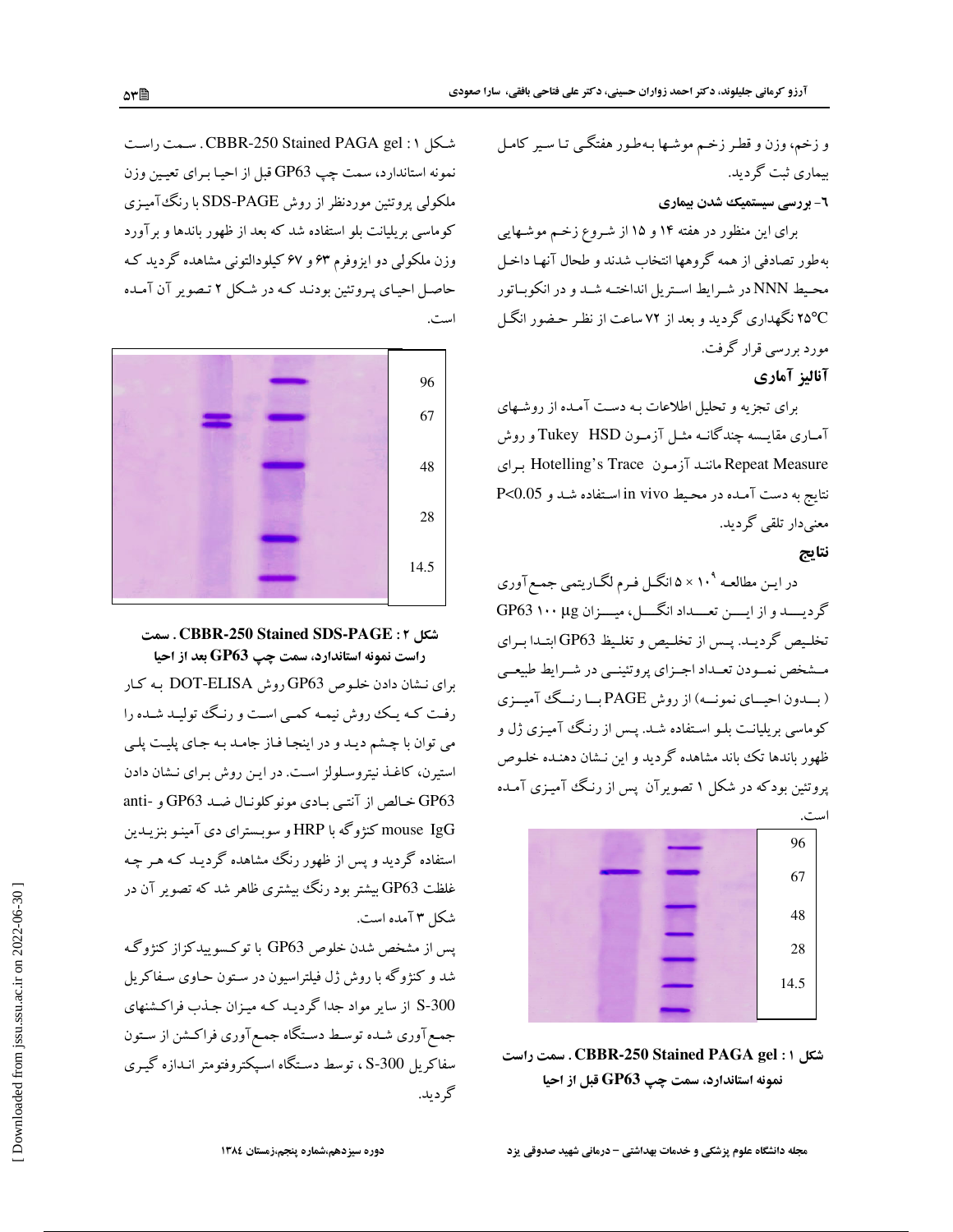و زخم، وزن و قطر زخم موشها به‌طور هفتگی تا سیر کامل بیماری ثبت گردید.

**۶- بررسی سیستمیک شدن بیماری**

برای این منظور در هفته ۱۴ و ۱۵ از شروع زخم موشهایی به‌طور تصادفی از همه گروهها انتخاب شدند و طحال آنها داخل محیط NNN در شرایط استریل انداخته شد و در انکوباتور ۲۵°C نگهداری گردید و بعد از ۷۲ ساعت از نظر حضور انگل مورد بررسی قرار گرفت.

## آنالیز آماری

برای تجزیه و تحلیل اطلاعات به دست آمده از روشهای آماری مقایسه چندگانه مثل آزمون Tukey HSD و روش Repeat Measure مانند آزمون Hotelling's Trace برای نتایج به دست آمده در محیط in vivo استفاده شد و $P<0.05$ معنی‌دار تلقی گردید.

## نتایج

در این مطالعه $5 \times 10^{9}$ انگل فرم لگاریتمی جمع‌آوری گردید و از این تعداد انگل، میزان ۱۰۰ µg GP63 تخلیص گردید. پس از تخلیص و تغلیظ GP63 ابتدا برای مشخص نمودن تعداد اجزای پروتئینی در شرایط طبیعی (بدون احیای نمونه) از روش PAGE با رنگ آمیزی کوماسی بریلیانت بلو استفاده شد. پس از رنگ آمیزی ژل و ظهور باندها تک باند مشاهده گردید و این نشان دهنده خلوص پروتئین بودکه در شکل ۱ تصویرآن پس از رنگ آمیزی آمده است.

| 96 |
| --- |
| 67 |
| 48 |
| 28 |
| 14.5 |

**شکل ۱: CBBR-250 Stained PAGA gel . سمت راست نمونه استاندارد، سمت چپ GP63 قبل از احیا**

شکل ۱: CBBR-250 Stained PAGA gel . سمت راست نمونه استاندارد، سمت چپ GP63 قبل از احیا برای تعیین وزن ملکولی پروتئین موردنظر از روش SDS-PAGE با رنگ‌آمیزی کوماسی بریلیانت بلو استفاده شد که بعد از ظهور باندها و برآورد وزن ملکولی دو ایزوفرم ۶۳ و ۶۷ کیلودالتونی مشاهده گردید که حاصل احیای پروتئین بودند که در شکل ۲ تصویر آن آمده است.

| 96 |
| --- |
| 67 |
| 48 |
| 28 |
| 14.5 |

**شکل ۲: CBBR-250 Stained SDS-PAGE . سمت راست نمونه استاندارد، سمت چپ GP63 بعد از احیا**

برای نشان دادن خلوص GP63 روش DOT-ELISA به کار رفت که یک روش نیمه کمی است و رنگ تولید شده را می توان با چشم دید و در اینجا فاز جامد به جای پلیت پلی استیرن، کاغذ نیتروسلولز است. در این روش برای نشان دادن GP63 خالص از آنتی بادی مونوکلونال ضد GP63 و anti-mouse IgG کنژوگه با HRP و سوبسترای دی آمینو بنزیدین استفاده گردید و پس از ظهور رنگ مشاهده گردید که هر چه غلظت GP63 بیشتر بود رنگ بیشتری ظاهر شد که تصویر آن در شکل ۳ آمده است.

پس از مشخص شدن خلوص GP63 با توکسوییدکزاز کنژوگه شد و کنژوگه با روش ژل فیلتراسیون در ستون حاوی سفاکریل S-300 از سایر مواد جدا گردید که میزان جذب فراکشنهای جمع‌آوری شده توسط دستگاه جمع‌آوری فراکشن از ستون سفاکریل S-300 ، توسط دستگاه اسپکتروفتومتر اندازه گیری گردید.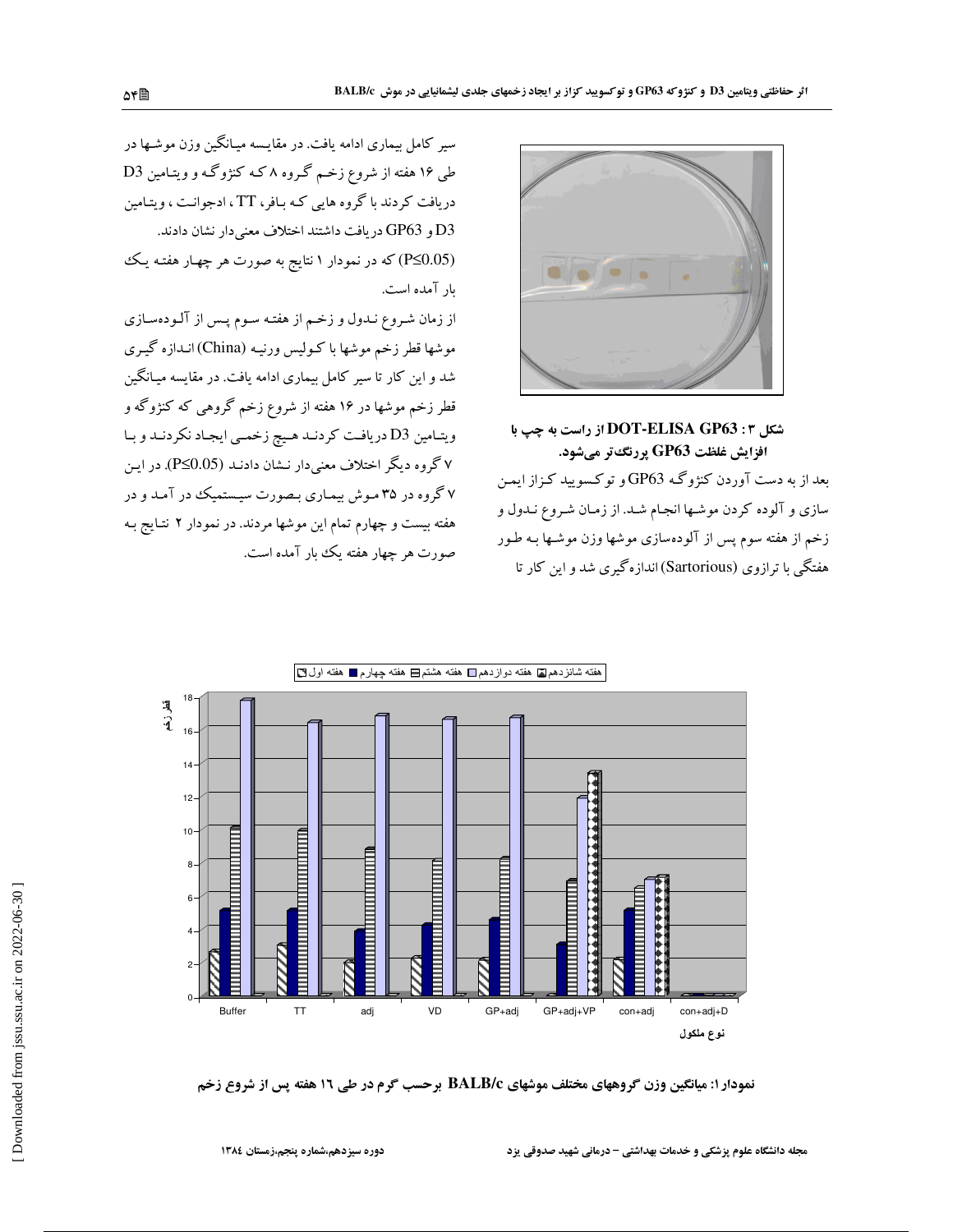**شکل ۳ : DOT-ELISA GP63 از راست به چپ با افزایش غلظت GP63 پررنگ‌تر می‌شود.**

بعد از به دست آوردن کنژوگه GP63 و توکسوئید کزاز ایمن سازی و آلوده کردن موشها انجام شد. از زمان شروع نـدول و زخم از هفته سوم پس از آلوده‌سازی موشها وزن موشها به طور هفتگی با ترازوی (Sartorious) اندازه‌گیری شد و این کار تا سیر کامل بیماری ادامه یافت. در مقایسه میانگین وزن موشها در طی ۱۶ هفته از شروع زخم گروه ۸ که کنژوگه و ویتامین D3 دریافت کردند با گروه هایی که بافر، TT، ادجوانت، ویتامین D3 و GP63 دریافت داشتند اختلاف معنی‌دار نشان دادند. (P≤0.05) که در نمودار ۱ نتایج به صورت هر چهار هفته یک بار آمده است.

از زمان شروع نـدول و زخم از هفته سوم پس از آلودهسازی موشها قطر زخم موشها با کولیس ورنیه (China) اندازه گیری شد و این کار تا سیر کامل بیماری ادامه یافت. در مقایسه میانگین قطر زخم موشها در ۱۶ هفته از شروع زخم گروهی که کنژوگه و ویتامین D3 دریافت کردند هیچ زخمی ایجاد نکردند و با ۷ گروه دیگر اختلاف معنی‌دار نشان دادند (P≤0.05). در این ۷ گروه در ۳۵ موش بیماری بصورت سیستمیک در آمد و در هفته بیست و چهارم تمام این موشها مردند. در نمودار ۲ نتایج به صورت هر چهار هفته یک بار آمده است.

**نمودار ۱: میانگین وزن گروههای مختلف موشهای BALB/c برحسب گرم در طی ۱۶ هفته پس از شروع زخم**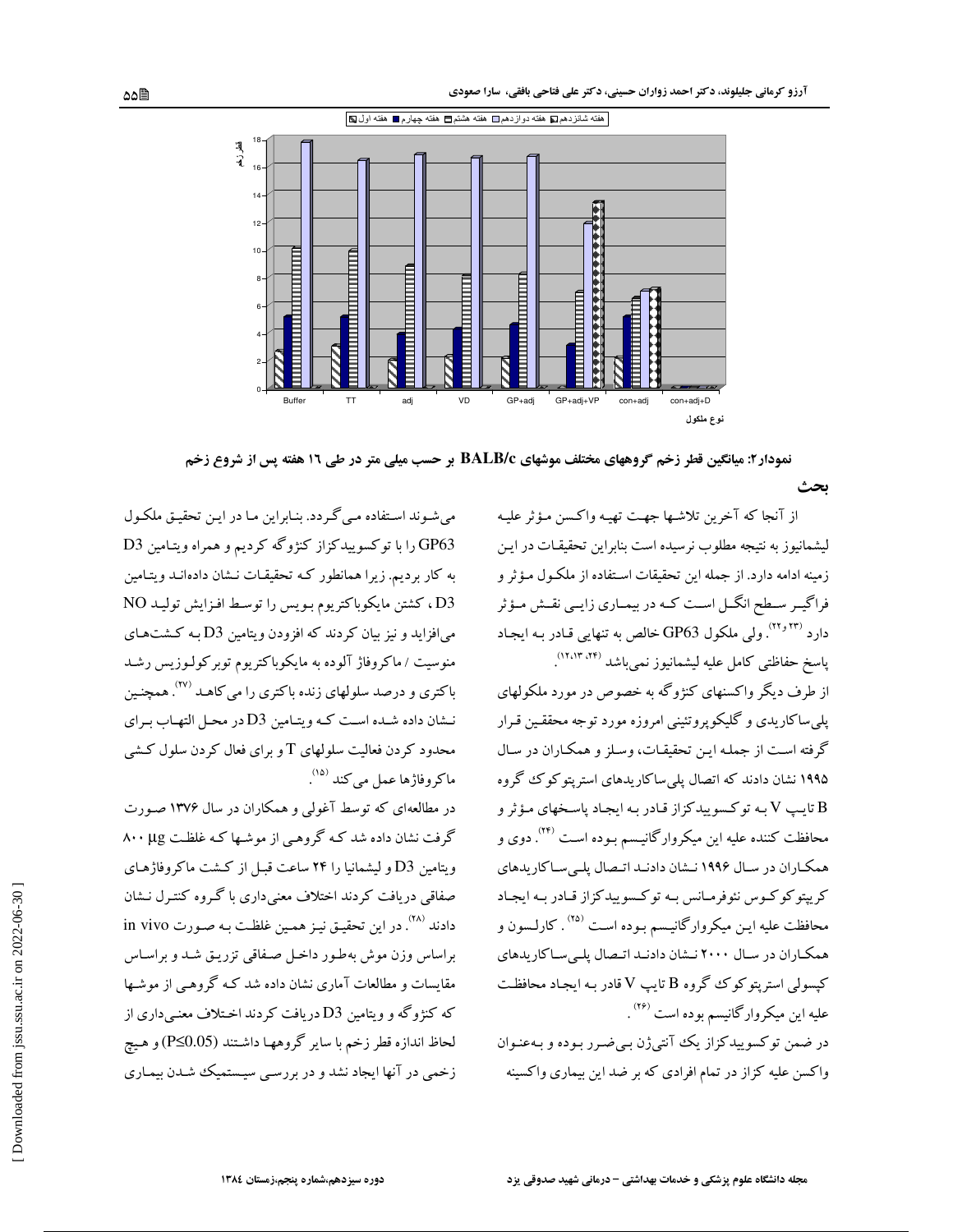نمودار۲: میانگین قطر زخم گروههای مختلف موشهای BALB/c بر حسب میلی متر در طی ۱٦ هفته پس از شروع زخم

## بحث

از آنجا که آخرین تلاشها جهت تهیه واکسن مؤثر علیه لیشمانیوز به نتیجه مطلوب نرسیده است بنابراین تحقیقات در این زمینه ادامه دارد. از جمله این تحقیقات استفاده از ملکول مؤثر و فراگیر سطح انگل است که در بیماری زایی نقش مؤثر دارد [۲۳و۲۲]. ولی ملکول GP63 خالص به تنهایی قادر به ایجاد پاسخ حفاظتی کامل علیه لیشمانیوز نمی‌باشد [۲۴، ۱۲،۱۳].

از طرف دیگر واکسنهای کنژوگه به خصوص در مورد ملکولهای پلی‌ساکاریدی و گلیکوپروتئینی امروزه مورد توجه محققین قرار گرفته است از جمله این تحقیقات، وسلز و همکاران در سال ۱۹۹۵ نشان دادند که اتصال پلی‌ساکاریدهای استرپتوکوک گروه B تایپ V به توکسوییدکزاز قادر به ایجاد پاسخهای مؤثر و محافظت کننده علیه این میکروارگانیسم بوده است [۲۴]. دوی و همکاران در سال ۱۹۹۶ نشان دادند اتصال پلی‌ساکاریدهای کریپتوکوکوس نئوفرمانس به توکسوییدکزاز قادر به ایجاد محافظت علیه این میکروارگانیسم بوده است [۲۵]. کارلسون و همکاران در سال ۲۰۰۰ نشان دادند اتصال پلی‌ساکاریدهای کپسولی استرپتوکوک گروه B تایپ V قادر به ایجاد محافظت علیه این میکروارگانیسم بوده است [۲۶].

در ضمن توکسوییدکزاز یک آنتی‌ژن بی‌ضرر بوده و به‌عنوان واکسن علیه کزاز در تمام افرادی که بر ضد این بیماری واکسینه می‌شوند استفاده می‌گردد. بنابراین ما در این تحقیق ملکول GP63 را با توکسوییدکزاز کنژوگه کردیم و همراه ویتامین D3 به کار بردیم. زیرا همانطور که تحقیقات نشان داده‌اند ویتامین D3، کشتن مایکوباکتریوم بویس را توسط افزایش تولید NO می‌افزاید و نیز بیان کردند که افزودن ویتامین D3 به کشت‌های منوسیت / ماکروفاژ آلوده به مایکوباکتریوم توبرکولوزیس رشد باکتری و درصد سلولهای زنده باکتری را می‌کاهد [۲۷]. همچنین نشان داده شده است که ویتامین D3 در محل التهاب برای محدود کردن فعالیت سلولهای T و برای فعال کردن سلول کشی ماکروفاژها عمل می‌کند [۱۵].

در مطالعه‌ای که توسط آغولی و همکاران در سال ۱۳۷٦ صورت گرفت نشان داده شد که گروهی از موشها که غلظت ۸۰۰ µg ویتامین D3 و لیشمانیا را ۲۴ ساعت قبل از کشت ماکروفاژهای صفاقی دریافت کردند اختلاف معنی‌داری با گروه کنترل نشان دادند [۲۸]. در این تحقیق نیز همین غلظت به صورت in vivo براساس وزن موش به‌طور داخل صفاقی تزریق شد و براساس مقایسات و مطالعات آماری نشان داده شد که گروهی از موشها که کنژوگه و ویتامین D3 دریافت کردند اختلاف معنی‌داری از لحاظ اندازه قطر زخم با سایر گروهها داشتند ($P \leq 0.05$) و هیچ زخمی در آنها ایجاد نشد و در بررسی سیستمیک شدن بیماری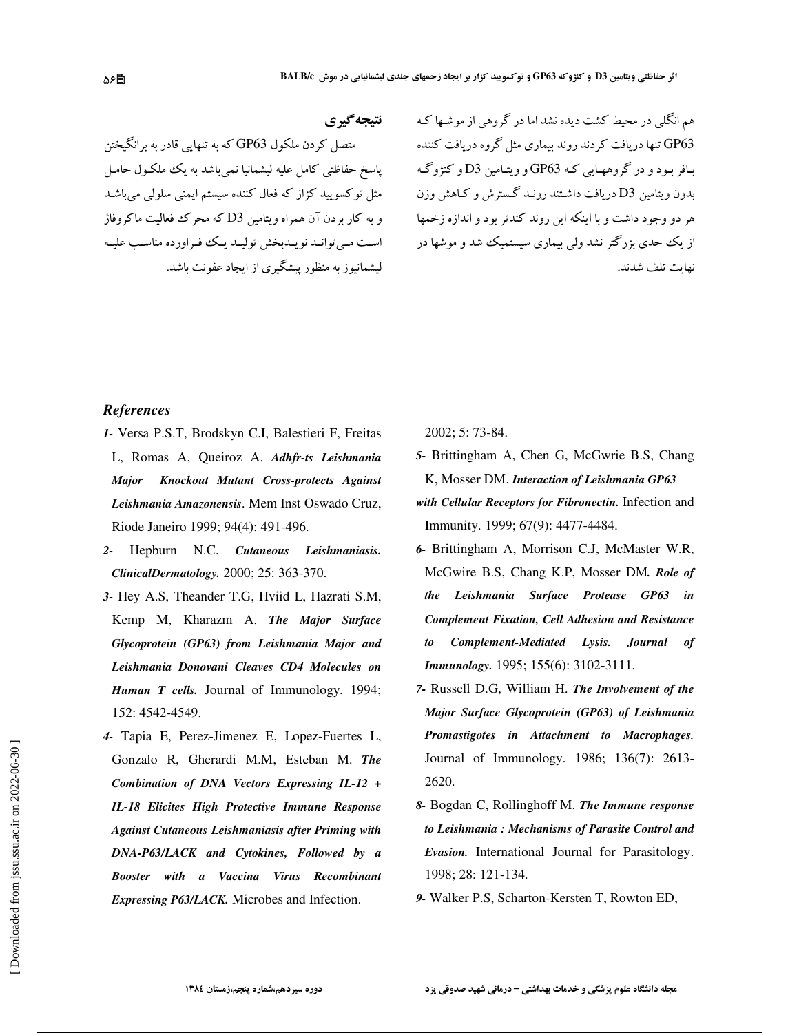هم انگلی در محیط کشت دیده نشد اما در گروهی از موشها که GP63 تنها دریافت کردند روند بیماری مثل گروه دریافت کننده بافر بود و در گروههایی که GP63 و ویتامین D3 و کنژوگه بدون ویتامین D3 دریافت داشتند روند گسترش و کاهش وزن هر دو وجود داشت و با اینکه این روند کندتر بود و اندازه زخمها از یک حدی بزرگتر نشد ولی بیماری سیستمیک شد و موشها در نهایت تلف شدند.

## نتیجه‌گیری

متصل کردن ملکول GP63 که به تنهایی قادر به برانگیختن پاسخ حفاظتی کامل علیه لیشمانیا نمی‌باشد به یک ملکول حامل مثل توکسویید کزاز که فعال کننده سیستم ایمنی سلولی می‌باشد و به کار بردن آن همراه ویتامین D3 که محرک فعالیت ماکروفاژ است می‌تواند نویدبخش تولید یک فراورده مناسب علیه لیشمانیوز به منظور پیشگیری از ایجاد عفونت باشد.

## *References*

*1-* Versa P.S.T, Brodskyn C.I, Balestieri F, Freitas L, Romas A, Queiroz A. ***Adhfr-ts Leishmania Major Knockout Mutant Cross-protects Against Leishmania Amazonensis***. Mem Inst Oswado Cruz, Riode Janeiro 1999; 94(4): 491-496.

*2-* Hepburn N.C. ***Cutaneous Leishmaniasis. ClinicalDermatology.*** 2000; 25: 363-370.

*3-* Hey A.S, Theander T.G, Hviid L, Hazrati S.M, Kemp M, Kharazm A. ***The Major Surface Glycoprotein (GP63) from Leishmania Major and Leishmania Donovani Cleaves CD4 Molecules on Human T cells.*** Journal of Immunology. 1994; 152: 4542-4549.

*4-* Tapia E, Perez-Jimenez E, Lopez-Fuertes L, Gonzalo R, Gherardi M.M, Esteban M. ***The Combination of DNA Vectors Expressing IL-12 + IL-18 Elicites High Protective Immune Response Against Cutaneous Leishmaniasis after Priming with DNA-P63/LACK and Cytokines, Followed by a Booster with a Vaccina Virus Recombinant Expressing P63/LACK.*** Microbes and Infection. 2002; 5: 73-84.

*5-* Brittingham A, Chen G, McGwrie B.S, Chang K, Mosser DM. ***Interaction of Leishmania GP63 with Cellular Receptors for Fibronectin.*** Infection and Immunity. 1999; 67(9): 4477-4484.

*6-* Brittingham A, Morrison C.J, McMaster W.R, McGwire B.S, Chang K.P, Mosser DM. ***Role of the Leishmania Surface Protease GP63 in Complement Fixation, Cell Adhesion and Resistance to Complement-Mediated Lysis. Journal of Immunology.*** 1995; 155(6): 3102-3111.

*7-* Russell D.G, William H. ***The Involvement of the Major Surface Glycoprotein (GP63) of Leishmania Promastigotes in Attachment to Macrophages.*** Journal of Immunology. 1986; 136(7): 2613-2620.

*8-* Bogdan C, Rollinghoff M. ***The Immune response to Leishmania : Mechanisms of Parasite Control and Evasion.*** International Journal for Parasitology. 1998; 28: 121-134.

*9-* Walker P.S, Scharton-Kersten T, Rowton ED,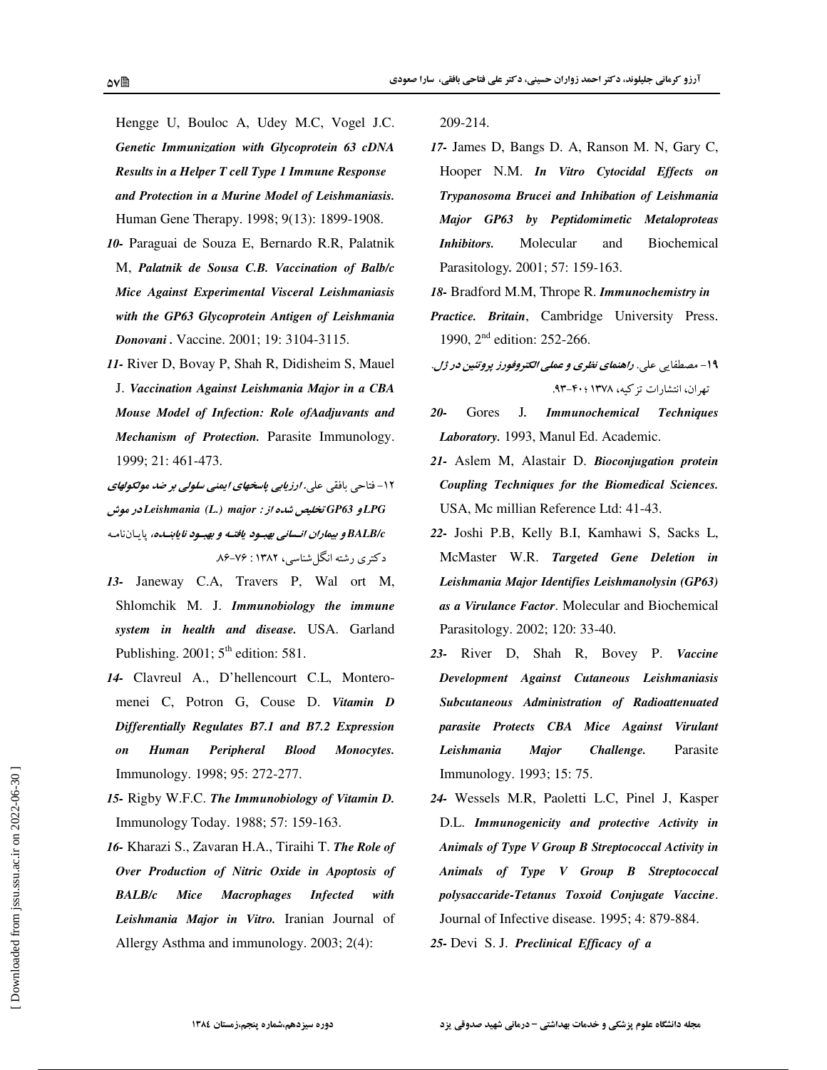Hengge U, Bouloc A, Udey M.C, Vogel J.C. ***Genetic Immunization with Glycoprotein 63 cDNA Results in a Helper T cell Type 1 Immune Response and Protection in a Murine Model of Leishmaniasis.*** Human Gene Therapy. 1998; 9(13): 1899-1908.

***10-*** Paraguai de Souza E, Bernardo R.R, Palatnik M, ***Palatnik de Sousa C.B. Vaccination of Balb/c Mice Against Experimental Visceral Leishmaniasis with the GP63 Glycoprotein Antigen of Leishmania Donovani .*** Vaccine. 2001; 19: 3104-3115.

***11-*** River D, Bovay P, Shah R, Didisheim S, Mauel J. ***Vaccination Against Leishmania Major in a CBA Mouse Model of Infection: Role ofAadjuvants and Mechanism of Protection.*** Parasite Immunology. 1999; 21: 461-473.

۱۲- فتاحی بافقی علی. ***ارزیابی پاسخهای ایمنی سلولی بر ضد مولکولهای LPG و GP63 تخلیص شده از : Leishmania (L.) major در موش BALB/c و بیماران انسانی بهبود یافته و بهبود نایابنده***، پایان‌نامه دکتری رشته انگل‌شناسی، ۱۳۸۲ : ۷۶-۸۶.

***13-*** Janeway C.A, Travers P, Wal ort M, Shlomchik M. J. ***Immunobiology the immune system in health and disease.*** USA. Garland Publishing. 2001; 5th edition: 581.

***14-*** Clavreul A., D'hellencourt C.L, Montero-menei C, Potron G, Couse D. ***Vitamin D Differentially Regulates B7.1 and B7.2 Expression on Human Peripheral Blood Monocytes.*** Immunology. 1998; 95: 272-277.

***15-*** Rigby W.F.C. ***The Immunobiology of Vitamin D.*** Immunology Today. 1988; 57: 159-163.

***16-*** Kharazi S., Zavaran H.A., Tiraihi T. ***The Role of Over Production of Nitric Oxide in Apoptosis of BALB/c Mice Macrophages Infected with Leishmania Major in Vitro.*** Iranian Journal of Allergy Asthma and immunology. 2003; 2(4): 209-214.

***17-*** James D, Bangs D. A, Ranson M. N, Gary C, Hooper N.M. ***In Vitro Cytocidal Effects on Trypanosoma Brucei and Inhibation of Leishmania Major GP63 by Peptidomimetic Metaloproteas Inhibitors.*** Molecular and Biochemical Parasitology. 2001; 57: 159-163.

***18-*** Bradford M.M, Thrope R. ***Immunochemistry in Practice. Britain***, Cambridge University Press. 1990, 2nd edition: 252-266.

۱۹- مصطفایی علی. ***راهنمای نظری و عملی الکتروفورز پروتئین در ژل.*** تهران، انتشارات تزکیه، ۱۳۷۸ ؛ ۴۰-۹۳.

***20-*** Gores J. ***Immunochemical Techniques Laboratory.*** 1993, Manul Ed. Academic.

***21-*** Aslem M, Alastair D. ***Bioconjugation protein Coupling Techniques for the Biomedical Sciences.*** USA, Mc millian Reference Ltd: 41-43.

***22-*** Joshi P.B, Kelly B.I, Kamhawi S, Sacks L, McMaster W.R. ***Targeted Gene Deletion in Leishmania Major Identifies Leishmanolysin (GP63) as a Virulance Factor***. Molecular and Biochemical Parasitology. 2002; 120: 33-40.

***23-*** River D, Shah R, Bovey P. ***Vaccine Development Against Cutaneous Leishmaniasis Subcutaneous Administration of Radioattenuated parasite Protects CBA Mice Against Virulant Leishmania Major Challenge.*** Parasite Immunology. 1993; 15: 75.

***24-*** Wessels M.R, Paoletti L.C, Pinel J, Kasper D.L. ***Immunogenicity and protective Activity in Animals of Type V Group B Streptococcal Activity in Animals of Type V Group B Streptococcal polysaccaride-Tetanus Toxoid Conjugate Vaccine***. Journal of Infective disease. 1995; 4: 879-884.

***25-*** Devi S. J. ***Preclinical Efficacy of a***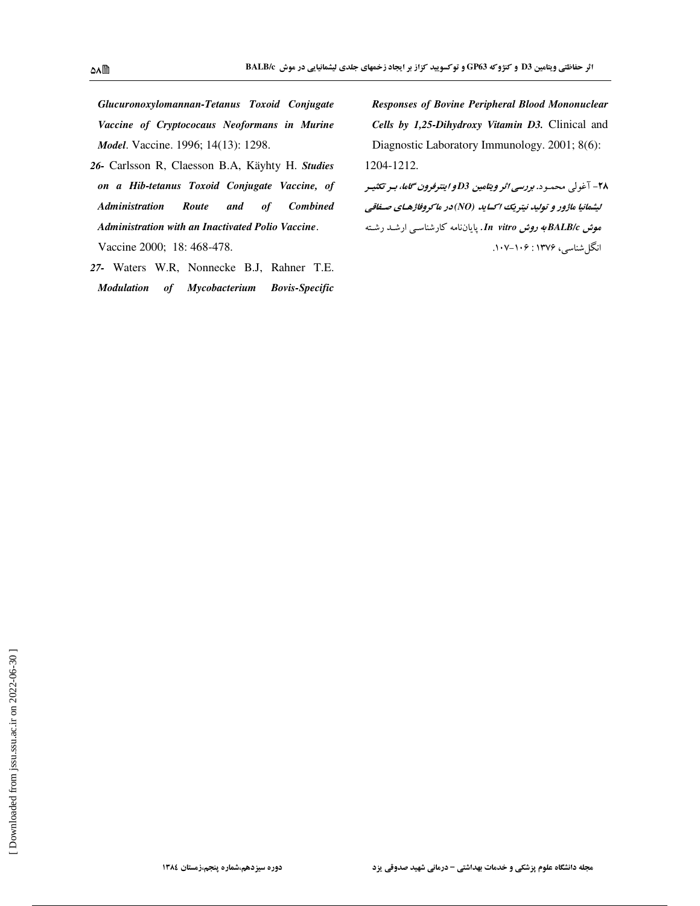*Glucuronoxylomannan-Tetanus Toxoid Conjugate Vaccine of Cryptococaus Neoformans in Murine Model*. Vaccine. 1996; 14(13): 1298.

26- Carlsson R, Claesson B.A, Käyhty H. ***Studies on a Hib-tetanus Toxoid Conjugate Vaccine, of Administration Route and of Combined Administration with an Inactivated Polio Vaccine***. Vaccine 2000; 18: 468-478.

27- Waters W.R, Nonnecke B.J, Rahner T.E. ***Modulation of Mycobacterium Bovis-Specific Responses of Bovine Peripheral Blood Mononuclear Cells by 1,25-Dihydroxy Vitamin D3.*** Clinical and Diagnostic Laboratory Immunology. 2001; 8(6): 1204-1212.

۲۸- آغولی محمود. ***بررسی اثر ویتامین D3 و اینترفرون گاما، بر تکثیر لیشمانیا ماژور و تولید نیتریک اکساید (NO) در ماکروفاژهای صفاقی موش BALB/c به روش In vitro***. پایان‌نامه کارشناسی ارشد رشته انگل‌شناسی، ۱۳۷۶ : ۱۰۶-۱۰۷.